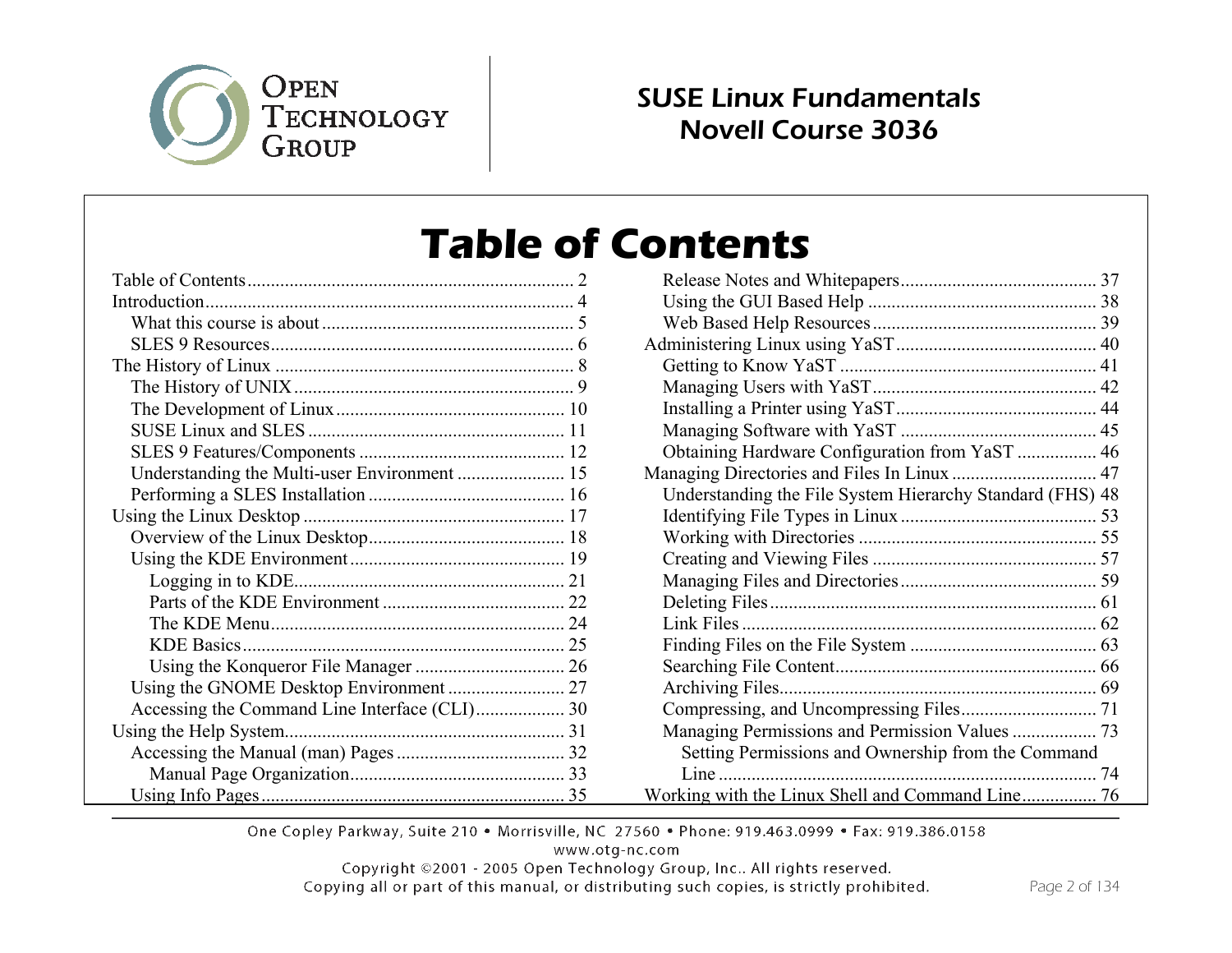SUSE Linux Fundamentals
Novell Course 3036

# Table of Contents

- Table of Contents ........ 2
- Introduction ........ 4
  - What this course is about ........ 5
  - SLES 9 Resources ........ 6
- The History of Linux ........ 8
  - The History of UNIX ........ 9
  - The Development of Linux ........ 10
  - SUSE Linux and SLES ........ 11
  - SLES 9 Features/Components ........ 12
  - Understanding the Multi-user Environment ........ 15
  - Performing a SLES Installation ........ 16
- Using the Linux Desktop ........ 17
  - Overview of the Linux Desktop ........ 18
  - Using the KDE Environment ........ 19
    - Logging in to KDE ........ 21
    - Parts of the KDE Environment ........ 22
    - The KDE Menu ........ 24
    - KDE Basics ........ 25
    - Using the Konqueror File Manager ........ 26
  - Using the GNOME Desktop Environment ........ 27
  - Accessing the Command Line Interface (CLI) ........ 30
- Using the Help System ........ 31
  - Accessing the Manual (man) Pages ........ 32
    - Manual Page Organization ........ 33
  - Using Info Pages ........ 35
  - Release Notes and Whitepapers ........ 37
  - Using the GUI Based Help ........ 38
  - Web Based Help Resources ........ 39
- Administering Linux using YaST ........ 40
  - Getting to Know YaST ........ 41
  - Managing Users with YaST ........ 42
  - Installing a Printer using YaST ........ 44
  - Managing Software with YaST ........ 45
  - Obtaining Hardware Configuration from YaST ........ 46
- Managing Directories and Files In Linux ........ 47
  - Understanding the File System Hierarchy Standard (FHS) 48
  - Identifying File Types in Linux ........ 53
  - Working with Directories ........ 55
  - Creating and Viewing Files ........ 57
  - Managing Files and Directories ........ 59
  - Deleting Files ........ 61
  - Link Files ........ 62
  - Finding Files on the File System ........ 63
  - Searching File Content ........ 66
  - Archiving Files ........ 69
  - Compressing, and Uncompressing Files ........ 71
  - Managing Permissions and Permission Values ........ 73
    - Setting Permissions and Ownership from the Command Line ........ 74
- Working with the Linux Shell and Command Line ........ 76

One Copley Parkway, Suite 210 • Morrisville, NC 27560 • Phone: 919.463.0999 • Fax: 919.386.0158
www.otg-nc.com
Copyright ©2001 - 2005 Open Technology Group, Inc.. All rights reserved.
Copying all or part of this manual, or distributing such copies, is strictly prohibited.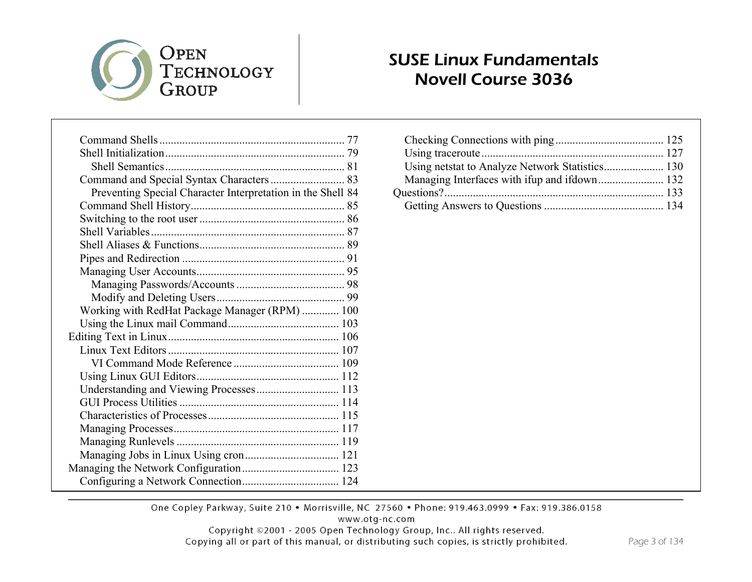# SUSE Linux Fundamentals
# Novell Course 3036

- Command Shells ........ 77
- Shell Initialization ........ 79
  - Shell Semantics ........ 81
- Command and Special Syntax Characters ........ 83
  - Preventing Special Character Interpretation in the Shell 84
- Command Shell History ........ 85
- Switching to the root user ........ 86
- Shell Variables ........ 87
- Shell Aliases & Functions ........ 89
- Pipes and Redirection ........ 91
- Managing User Accounts ........ 95
  - Managing Passwords/Accounts ........ 98
  - Modify and Deleting Users ........ 99
- Working with RedHat Package Manager (RPM) ........ 100
- Using the Linux mail Command ........ 103

Editing Text in Linux ........ 106

- Linux Text Editors ........ 107
  - VI Command Mode Reference ........ 109
- Using Linux GUI Editors ........ 112
- Understanding and Viewing Processes ........ 113
- GUI Process Utilities ........ 114
- Characteristics of Processes ........ 115
- Managing Processes ........ 117
- Managing Runlevels ........ 119
- Managing Jobs in Linux Using cron ........ 121

Managing the Network Configuration ........ 123

- Configuring a Network Connection ........ 124
- Checking Connections with ping ........ 125
- Using traceroute ........ 127
- Using netstat to Analyze Network Statistics ........ 130
- Managing Interfaces with ifup and ifdown ........ 132

Questions? ........ 133

- Getting Answers to Questions ........ 134

One Copley Parkway, Suite 210 • Morrisville, NC 27560 • Phone: 919.463.0999 • Fax: 919.386.0158
www.otg-nc.com
Copyright ©2001 - 2005 Open Technology Group, Inc.. All rights reserved.
Copying all or part of this manual, or distributing such copies, is strictly prohibited.